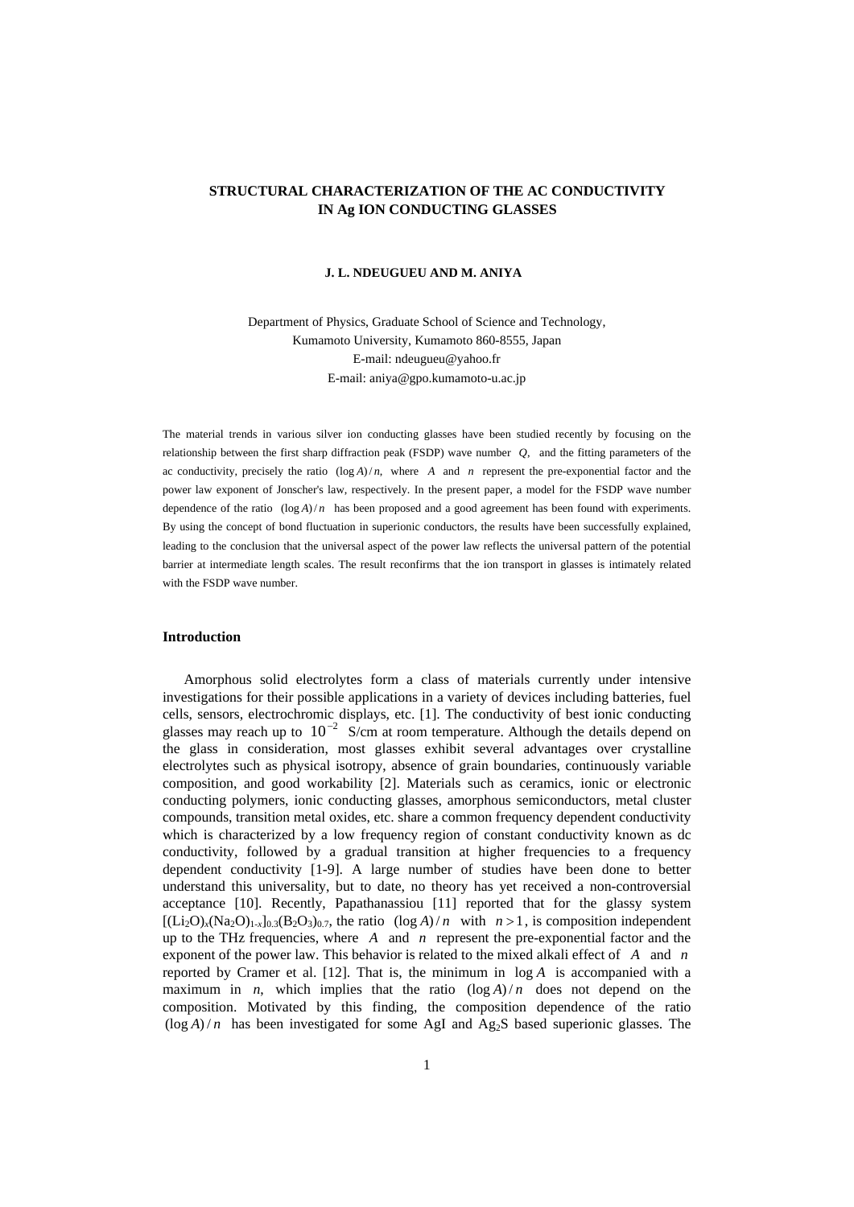# STRUCTURAL CHARACTERIZATION OF THE AC CONDUCTIVITY IN Ag ION CONDUCTING GLASSES

**J. L. NDEUGUEU AND M. ANIYA**

Department of Physics, Graduate School of Science and Technology,
Kumamoto University, Kumamoto 860-8555, Japan
E-mail: ndeugueu@yahoo.fr
E-mail: aniya@gpo.kumamoto-u.ac.jp

The material trends in various silver ion conducting glasses have been studied recently by focusing on the relationship between the first sharp diffraction peak (FSDP) wave number $Q$, and the fitting parameters of the ac conductivity, precisely the ratio $(\log A)/n$, where $A$ and $n$ represent the pre-exponential factor and the power law exponent of Jonscher's law, respectively. In the present paper, a model for the FSDP wave number dependence of the ratio $(\log A)/n$ has been proposed and a good agreement has been found with experiments. By using the concept of bond fluctuation in superionic conductors, the results have been successfully explained, leading to the conclusion that the universal aspect of the power law reflects the universal pattern of the potential barrier at intermediate length scales. The result reconfirms that the ion transport in glasses is intimately related with the FSDP wave number.

## Introduction

Amorphous solid electrolytes form a class of materials currently under intensive investigations for their possible applications in a variety of devices including batteries, fuel cells, sensors, electrochromic displays, etc. [1]. The conductivity of best ionic conducting glasses may reach up to $10^{-2}$ S/cm at room temperature. Although the details depend on the glass in consideration, most glasses exhibit several advantages over crystalline electrolytes such as physical isotropy, absence of grain boundaries, continuously variable composition, and good workability [2]. Materials such as ceramics, ionic or electronic conducting polymers, ionic conducting glasses, amorphous semiconductors, metal cluster compounds, transition metal oxides, etc. share a common frequency dependent conductivity which is characterized by a low frequency region of constant conductivity known as dc conductivity, followed by a gradual transition at higher frequencies to a frequency dependent conductivity [1-9]. A large number of studies have been done to better understand this universality, but to date, no theory has yet received a non-controversial acceptance [10]. Recently, Papathanassiou [11] reported that for the glassy system $[(Li_2O)_x(Na_2O)_{1-x}]_{0.3}(B_2O_3)_{0.7}$, the ratio $(\log A)/n$ with $n > 1$, is composition independent up to the THz frequencies, where $A$ and $n$ represent the pre-exponential factor and the exponent of the power law. This behavior is related to the mixed alkali effect of $A$ and $n$ reported by Cramer et al. [12]. That is, the minimum in $\log A$ is accompanied with a maximum in $n$, which implies that the ratio $(\log A)/n$ does not depend on the composition. Motivated by this finding, the composition dependence of the ratio $(\log A)/n$ has been investigated for some AgI and $Ag_2S$ based superionic glasses. The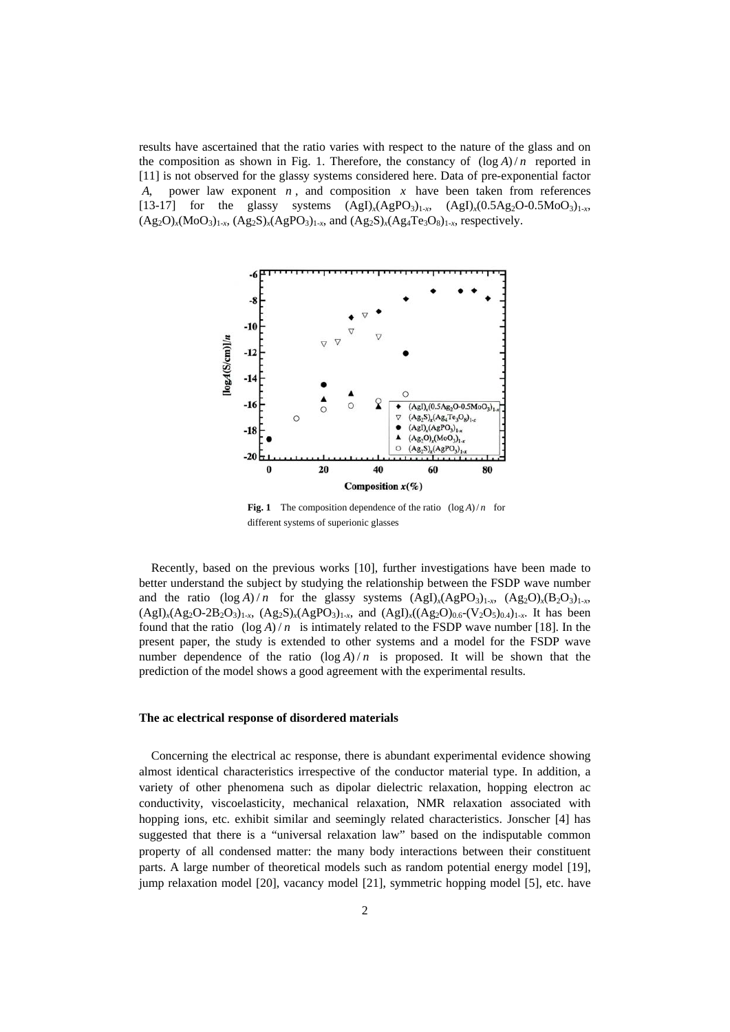results have ascertained that the ratio varies with respect to the nature of the glass and on the composition as shown in Fig. 1. Therefore, the constancy of $(\log A)/n$ reported in [11] is not observed for the glassy systems considered here. Data of pre-exponential factor $A$, power law exponent $n$, and composition $x$ have been taken from references [13-17] for the glassy systems $(AgI)_x(AgPO_3)_{1-x}$, $(AgI)_x(0.5Ag_2O\text{-}0.5MoO_3)_{1-x}$, $(Ag_2O)_x(MoO_3)_{1-x}$, $(Ag_2S)_x(AgPO_3)_{1-x}$, and $(Ag_2S)_x(Ag_4Te_3O_8)_{1-x}$, respectively.

**Fig. 1** The composition dependence of the ratio $(\log A)/n$ for different systems of superionic glasses

Recently, based on the previous works [10], further investigations have been made to better understand the subject by studying the relationship between the FSDP wave number and the ratio $(\log A)/n$ for the glassy systems $(AgI)_x(AgPO_3)_{1-x}$, $(Ag_2O)_x(B_2O_3)_{1-x}$, $(AgI)_x(Ag_2O\text{-}2B_2O_3)_{1-x}$, $(Ag_2S)_x(AgPO_3)_{1-x}$, and $(AgI)_x((Ag_2O)_{0.6}\text{-}(V_2O_5)_{0.4})_{1-x}$. It has been found that the ratio $(\log A)/n$ is intimately related to the FSDP wave number [18]. In the present paper, the study is extended to other systems and a model for the FSDP wave number dependence of the ratio $(\log A)/n$ is proposed. It will be shown that the prediction of the model shows a good agreement with the experimental results.

### The ac electrical response of disordered materials

Concerning the electrical ac response, there is abundant experimental evidence showing almost identical characteristics irrespective of the conductor material type. In addition, a variety of other phenomena such as dipolar dielectric relaxation, hopping electron ac conductivity, viscoelasticity, mechanical relaxation, NMR relaxation associated with hopping ions, etc. exhibit similar and seemingly related characteristics. Jonscher [4] has suggested that there is a "universal relaxation law" based on the indisputable common property of all condensed matter: the many body interactions between their constituent parts. A large number of theoretical models such as random potential energy model [19], jump relaxation model [20], vacancy model [21], symmetric hopping model [5], etc. have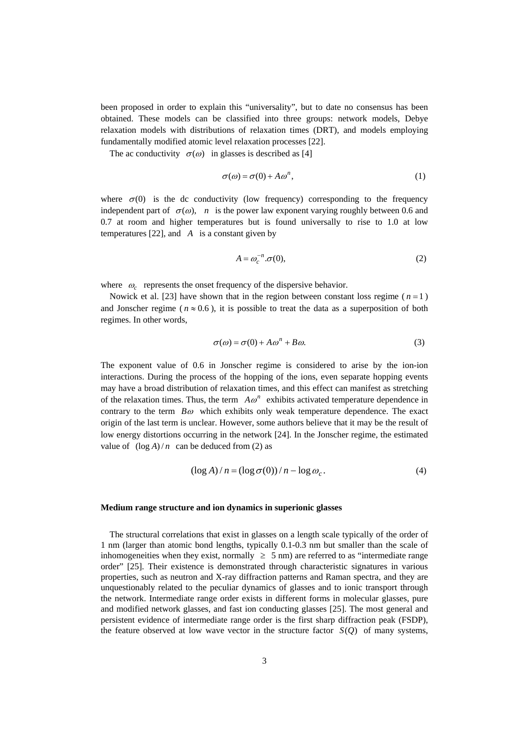been proposed in order to explain this "universality", but to date no consensus has been obtained. These models can be classified into three groups: network models, Debye relaxation models with distributions of relaxation times (DRT), and models employing fundamentally modified atomic level relaxation processes [22].

The ac conductivity $\sigma(\omega)$ in glasses is described as [4]

$$\sigma(\omega) = \sigma(0) + A\omega^n, \tag{1}$$

where $\sigma(0)$ is the dc conductivity (low frequency) corresponding to the frequency independent part of $\sigma(\omega)$, $n$ is the power law exponent varying roughly between 0.6 and 0.7 at room and higher temperatures but is found universally to rise to 1.0 at low temperatures [22], and $A$ is a constant given by

$$A = \omega_c^{-n}.\sigma(0), \tag{2}$$

where $\omega_c$ represents the onset frequency of the dispersive behavior.

Nowick et al. [23] have shown that in the region between constant loss regime ($n = 1$) and Jonscher regime ($n \approx 0.6$), it is possible to treat the data as a superposition of both regimes. In other words,

$$\sigma(\omega) = \sigma(0) + A\omega^n + B\omega. \tag{3}$$

The exponent value of 0.6 in Jonscher regime is considered to arise by the ion-ion interactions. During the process of the hopping of the ions, even separate hopping events may have a broad distribution of relaxation times, and this effect can manifest as stretching of the relaxation times. Thus, the term $A\omega^n$ exhibits activated temperature dependence in contrary to the term $B\omega$ which exhibits only weak temperature dependence. The exact origin of the last term is unclear. However, some authors believe that it may be the result of low energy distortions occurring in the network [24]. In the Jonscher regime, the estimated value of $(\log A)/n$ can be deduced from (2) as

$$(\log A)/n = (\log \sigma(0))/n - \log \omega_c. \tag{4}$$

**Medium range structure and ion dynamics in superionic glasses**

The structural correlations that exist in glasses on a length scale typically of the order of 1 nm (larger than atomic bond lengths, typically 0.1-0.3 nm but smaller than the scale of inhomogeneities when they exist, normally $\geq$ 5 nm) are referred to as "intermediate range order" [25]. Their existence is demonstrated through characteristic signatures in various properties, such as neutron and X-ray diffraction patterns and Raman spectra, and they are unquestionably related to the peculiar dynamics of glasses and to ionic transport through the network. Intermediate range order exists in different forms in molecular glasses, pure and modified network glasses, and fast ion conducting glasses [25]. The most general and persistent evidence of intermediate range order is the first sharp diffraction peak (FSDP), the feature observed at low wave vector in the structure factor $S(Q)$ of many systems,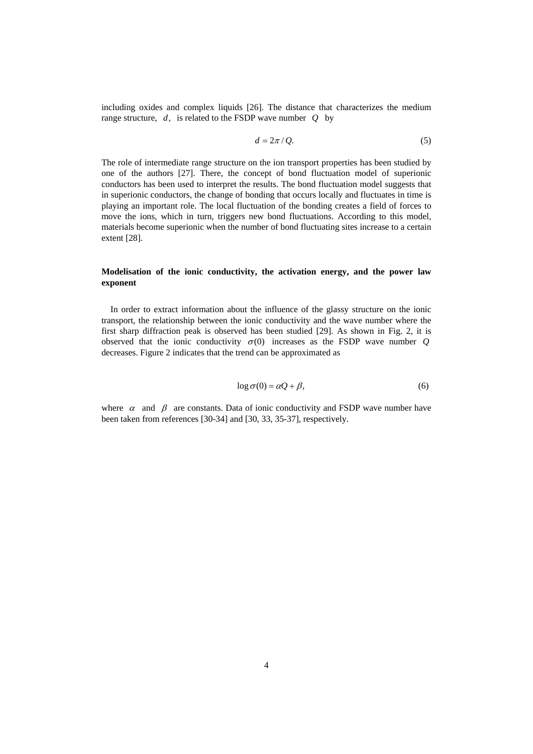including oxides and complex liquids [26]. The distance that characterizes the medium range structure, $d$, is related to the FSDP wave number $Q$ by

$$d = 2\pi / Q. \tag{5}$$

The role of intermediate range structure on the ion transport properties has been studied by one of the authors [27]. There, the concept of bond fluctuation model of superionic conductors has been used to interpret the results. The bond fluctuation model suggests that in superionic conductors, the change of bonding that occurs locally and fluctuates in time is playing an important role. The local fluctuation of the bonding creates a field of forces to move the ions, which in turn, triggers new bond fluctuations. According to this model, materials become superionic when the number of bond fluctuating sites increase to a certain extent [28].

**Modelisation of the ionic conductivity, the activation energy, and the power law exponent**

In order to extract information about the influence of the glassy structure on the ionic transport, the relationship between the ionic conductivity and the wave number where the first sharp diffraction peak is observed has been studied [29]. As shown in Fig. 2, it is observed that the ionic conductivity $\sigma(0)$ increases as the FSDP wave number $Q$ decreases. Figure 2 indicates that the trend can be approximated as

$$\log \sigma(0) = \alpha Q + \beta, \tag{6}$$

where $\alpha$ and $\beta$ are constants. Data of ionic conductivity and FSDP wave number have been taken from references [30-34] and [30, 33, 35-37], respectively.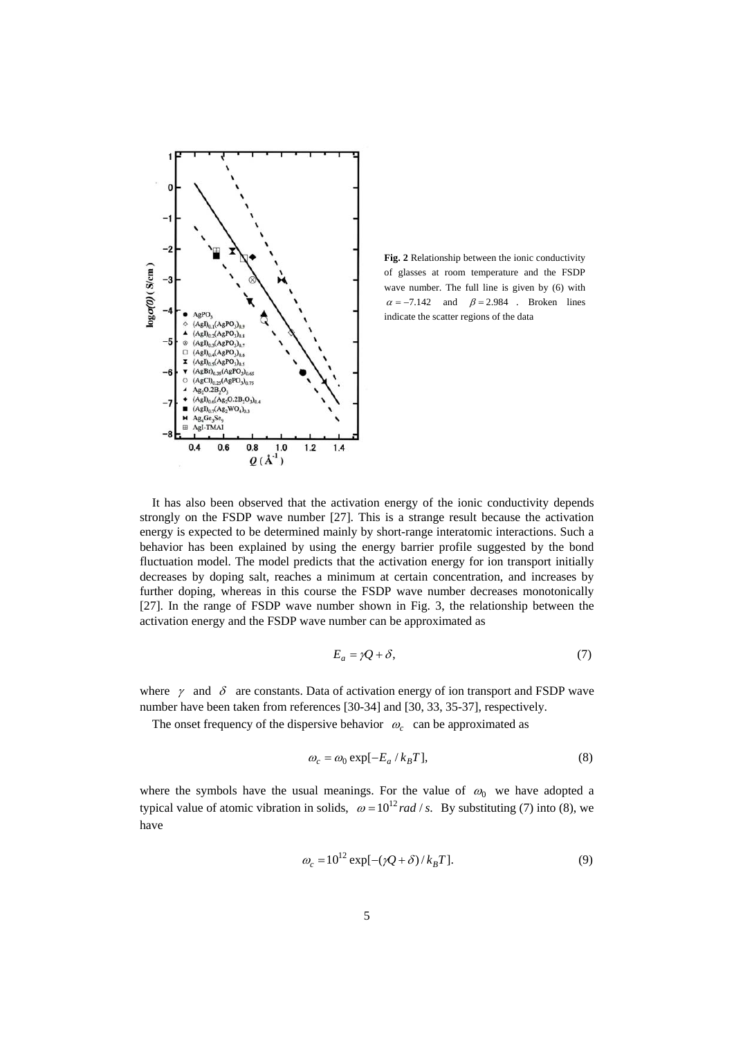**Fig. 2** Relationship between the ionic conductivity of glasses at room temperature and the FSDP wave number. The full line is given by (6) with $\alpha = -7.142$ and $\beta = 2.984$ . Broken lines indicate the scatter regions of the data

It has also been observed that the activation energy of the ionic conductivity depends strongly on the FSDP wave number [27]. This is a strange result because the activation energy is expected to be determined mainly by short-range interatomic interactions. Such a behavior has been explained by using the energy barrier profile suggested by the bond fluctuation model. The model predicts that the activation energy for ion transport initially decreases by doping salt, reaches a minimum at certain concentration, and increases by further doping, whereas in this course the FSDP wave number decreases monotonically [27]. In the range of FSDP wave number shown in Fig. 3, the relationship between the activation energy and the FSDP wave number can be approximated as

$$E_a = \gamma Q + \delta, \tag{7}$$

where $\gamma$ and $\delta$ are constants. Data of activation energy of ion transport and FSDP wave number have been taken from references [30-34] and [30, 33, 35-37], respectively.

The onset frequency of the dispersive behavior $\omega_c$ can be approximated as

$$\omega_c = \omega_0 \exp[-E_a / k_B T], \tag{8}$$

where the symbols have the usual meanings. For the value of $\omega_0$ we have adopted a typical value of atomic vibration in solids, $\omega = 10^{12} rad/s$. By substituting (7) into (8), we have

$$\omega_c = 10^{12} \exp[-(\gamma Q + \delta) / k_B T]. \tag{9}$$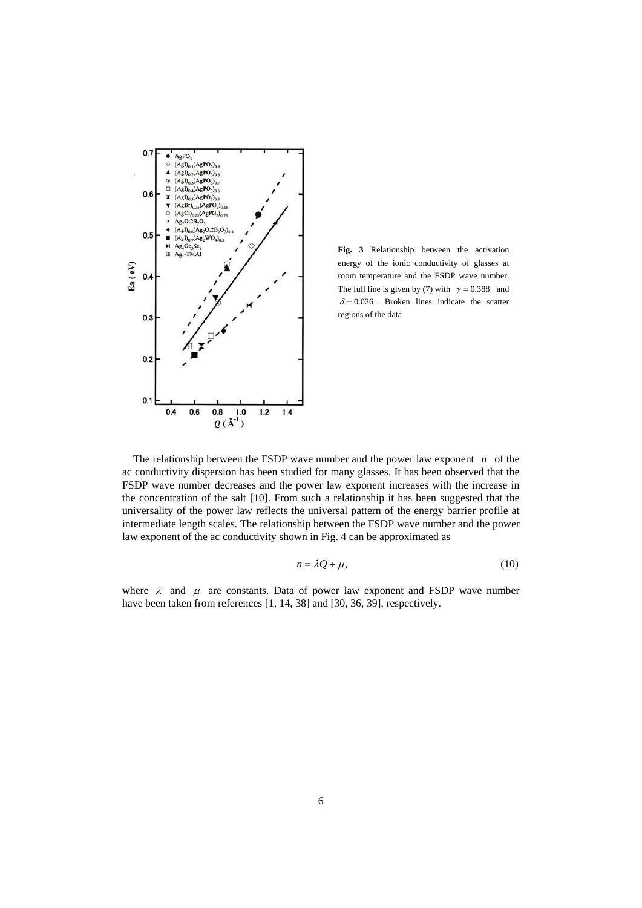**Fig. 3** Relationship between the activation energy of the ionic conductivity of glasses at room temperature and the FSDP wave number. The full line is given by (7) with $\gamma = 0.388$ and $\delta = 0.026$. Broken lines indicate the scatter regions of the data

The relationship between the FSDP wave number and the power law exponent $n$ of the ac conductivity dispersion has been studied for many glasses. It has been observed that the FSDP wave number decreases and the power law exponent increases with the increase in the concentration of the salt [10]. From such a relationship it has been suggested that the universality of the power law reflects the universal pattern of the energy barrier profile at intermediate length scales. The relationship between the FSDP wave number and the power law exponent of the ac conductivity shown in Fig. 4 can be approximated as

$$n = \lambda Q + \mu, \tag{10}$$

where $\lambda$ and $\mu$ are constants. Data of power law exponent and FSDP wave number have been taken from references [1, 14, 38] and [30, 36, 39], respectively.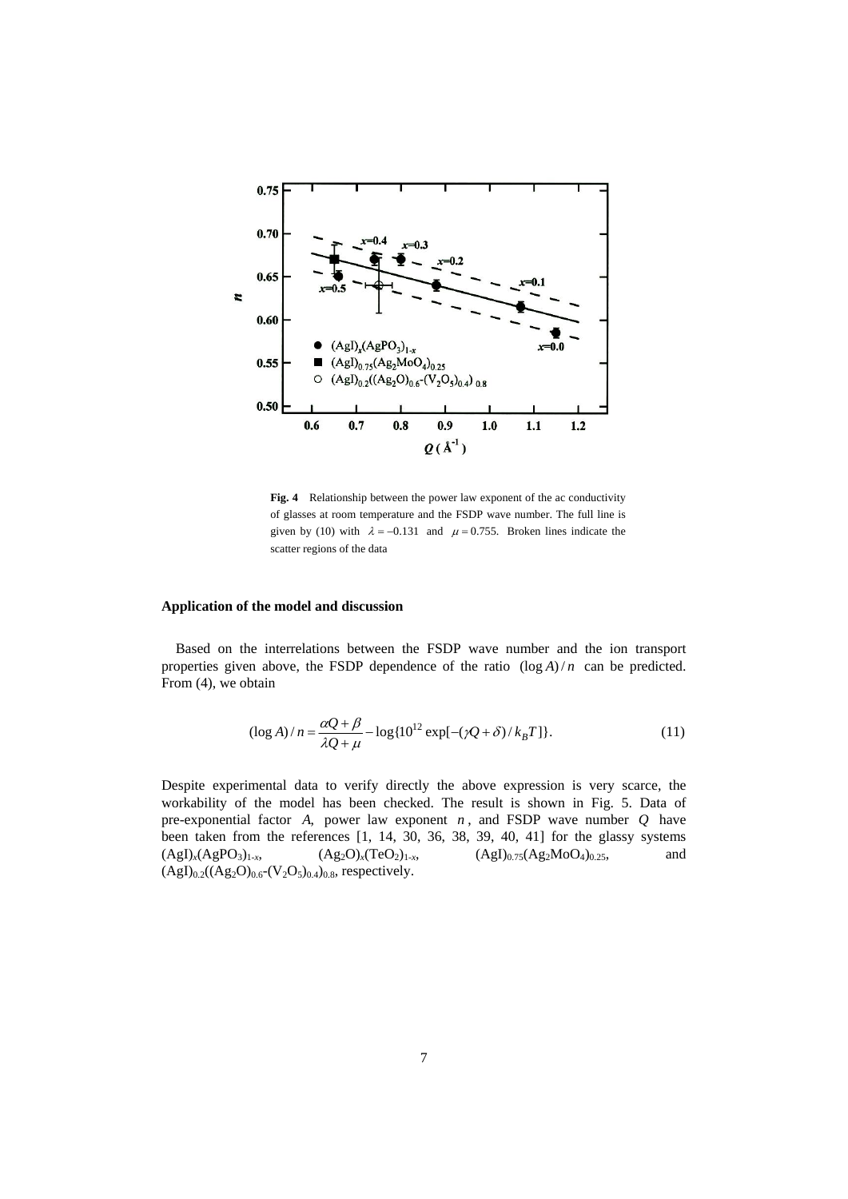**Fig. 4** Relationship between the power law exponent of the ac conductivity of glasses at room temperature and the FSDP wave number. The full line is given by (10) with $\lambda = -0.131$ and $\mu = 0.755$. Broken lines indicate the scatter regions of the data

### Application of the model and discussion

Based on the interrelations between the FSDP wave number and the ion transport properties given above, the FSDP dependence of the ratio $(\log A)/n$ can be predicted. From (4), we obtain

$$(\log A)/n = \frac{\alpha Q + \beta}{\lambda Q + \mu} - \log\{10^{12} \exp[-(\gamma Q + \delta)/k_B T]\}. \tag{11}$$

Despite experimental data to verify directly the above expression is very scarce, the workability of the model has been checked. The result is shown in Fig. 5. Data of pre-exponential factor $A$, power law exponent $n$, and FSDP wave number $Q$ have been taken from the references [1, 14, 30, 36, 38, 39, 40, 41] for the glassy systems $(AgI)_x(AgPO_3)_{1-x}$, $(Ag_2O)_x(TeO_2)_{1-x}$, $(AgI)_{0.75}(Ag_2MoO_4)_{0.25}$, and $(AgI)_{0.2}((Ag_2O)_{0.6}$-$(V_2O_5)_{0.4})_{0.8}$, respectively.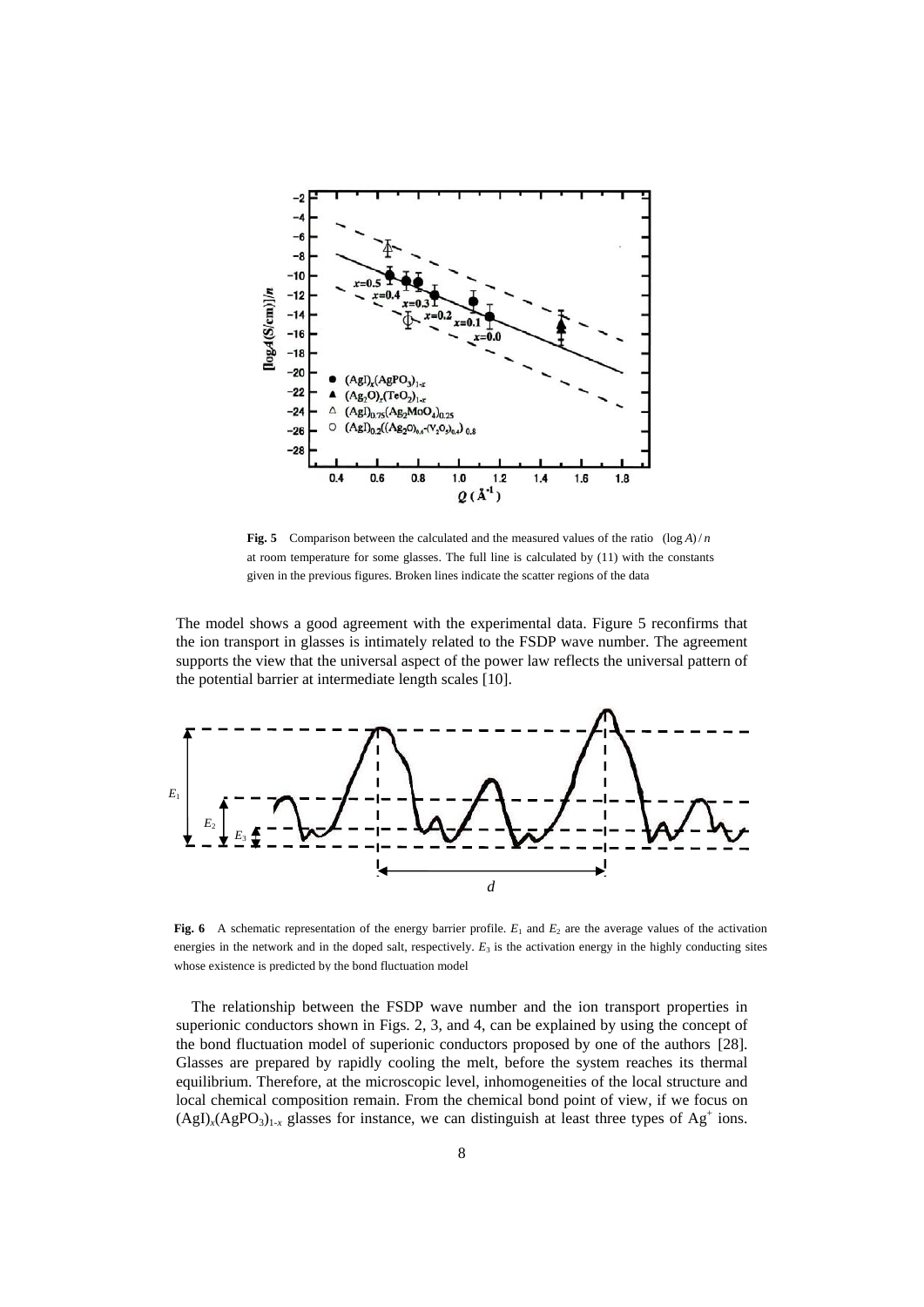**Fig. 5** Comparison between the calculated and the measured values of the ratio $(\log A)/n$ at room temperature for some glasses. The full line is calculated by (11) with the constants given in the previous figures. Broken lines indicate the scatter regions of the data

The model shows a good agreement with the experimental data. Figure 5 reconfirms that the ion transport in glasses is intimately related to the FSDP wave number. The agreement supports the view that the universal aspect of the power law reflects the universal pattern of the potential barrier at intermediate length scales [10].

**Fig. 6** A schematic representation of the energy barrier profile. $E_1$ and $E_2$ are the average values of the activation energies in the network and in the doped salt, respectively. $E_3$ is the activation energy in the highly conducting sites whose existence is predicted by the bond fluctuation model

The relationship between the FSDP wave number and the ion transport properties in superionic conductors shown in Figs. 2, 3, and 4, can be explained by using the concept of the bond fluctuation model of superionic conductors proposed by one of the authors [28]. Glasses are prepared by rapidly cooling the melt, before the system reaches its thermal equilibrium. Therefore, at the microscopic level, inhomogeneities of the local structure and local chemical composition remain. From the chemical bond point of view, if we focus on $(AgI)_x(AgPO_3)_{1-x}$ glasses for instance, we can distinguish at least three types of $Ag^+$ ions.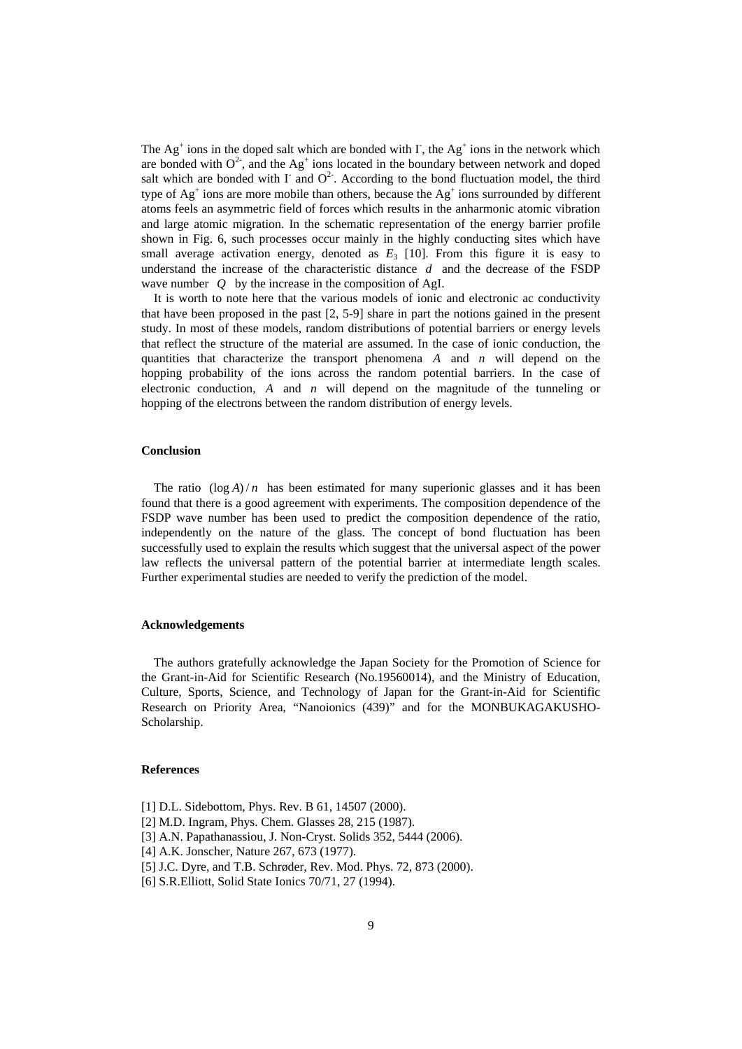The $Ag^+$ ions in the doped salt which are bonded with $I^-$, the $Ag^+$ ions in the network which are bonded with $O^{2-}$, and the $Ag^+$ ions located in the boundary between network and doped salt which are bonded with $I^-$ and $O^{2-}$. According to the bond fluctuation model, the third type of $Ag^+$ ions are more mobile than others, because the $Ag^+$ ions surrounded by different atoms feels an asymmetric field of forces which results in the anharmonic atomic vibration and large atomic migration. In the schematic representation of the energy barrier profile shown in Fig. 6, such processes occur mainly in the highly conducting sites which have small average activation energy, denoted as $E_3$ [10]. From this figure it is easy to understand the increase of the characteristic distance $d$ and the decrease of the FSDP wave number $Q$ by the increase in the composition of AgI.

It is worth to note here that the various models of ionic and electronic ac conductivity that have been proposed in the past [2, 5-9] share in part the notions gained in the present study. In most of these models, random distributions of potential barriers or energy levels that reflect the structure of the material are assumed. In the case of ionic conduction, the quantities that characterize the transport phenomena $A$ and $n$ will depend on the hopping probability of the ions across the random potential barriers. In the case of electronic conduction, $A$ and $n$ will depend on the magnitude of the tunneling or hopping of the electrons between the random distribution of energy levels.

### Conclusion

The ratio $(\log A)/n$ has been estimated for many superionic glasses and it has been found that there is a good agreement with experiments. The composition dependence of the FSDP wave number has been used to predict the composition dependence of the ratio, independently on the nature of the glass. The concept of bond fluctuation has been successfully used to explain the results which suggest that the universal aspect of the power law reflects the universal pattern of the potential barrier at intermediate length scales. Further experimental studies are needed to verify the prediction of the model.

### Acknowledgements

The authors gratefully acknowledge the Japan Society for the Promotion of Science for the Grant-in-Aid for Scientific Research (No.19560014), and the Ministry of Education, Culture, Sports, Science, and Technology of Japan for the Grant-in-Aid for Scientific Research on Priority Area, "Nanoionics (439)" and for the MONBUKAGAKUSHO-Scholarship.

### References

[1] D.L. Sidebottom, Phys. Rev. B 61, 14507 (2000).
[2] M.D. Ingram, Phys. Chem. Glasses 28, 215 (1987).
[3] A.N. Papathanassiou, J. Non-Cryst. Solids 352, 5444 (2006).
[4] A.K. Jonscher, Nature 267, 673 (1977).
[5] J.C. Dyre, and T.B. Schrøder, Rev. Mod. Phys. 72, 873 (2000).
[6] S.R.Elliott, Solid State Ionics 70/71, 27 (1994).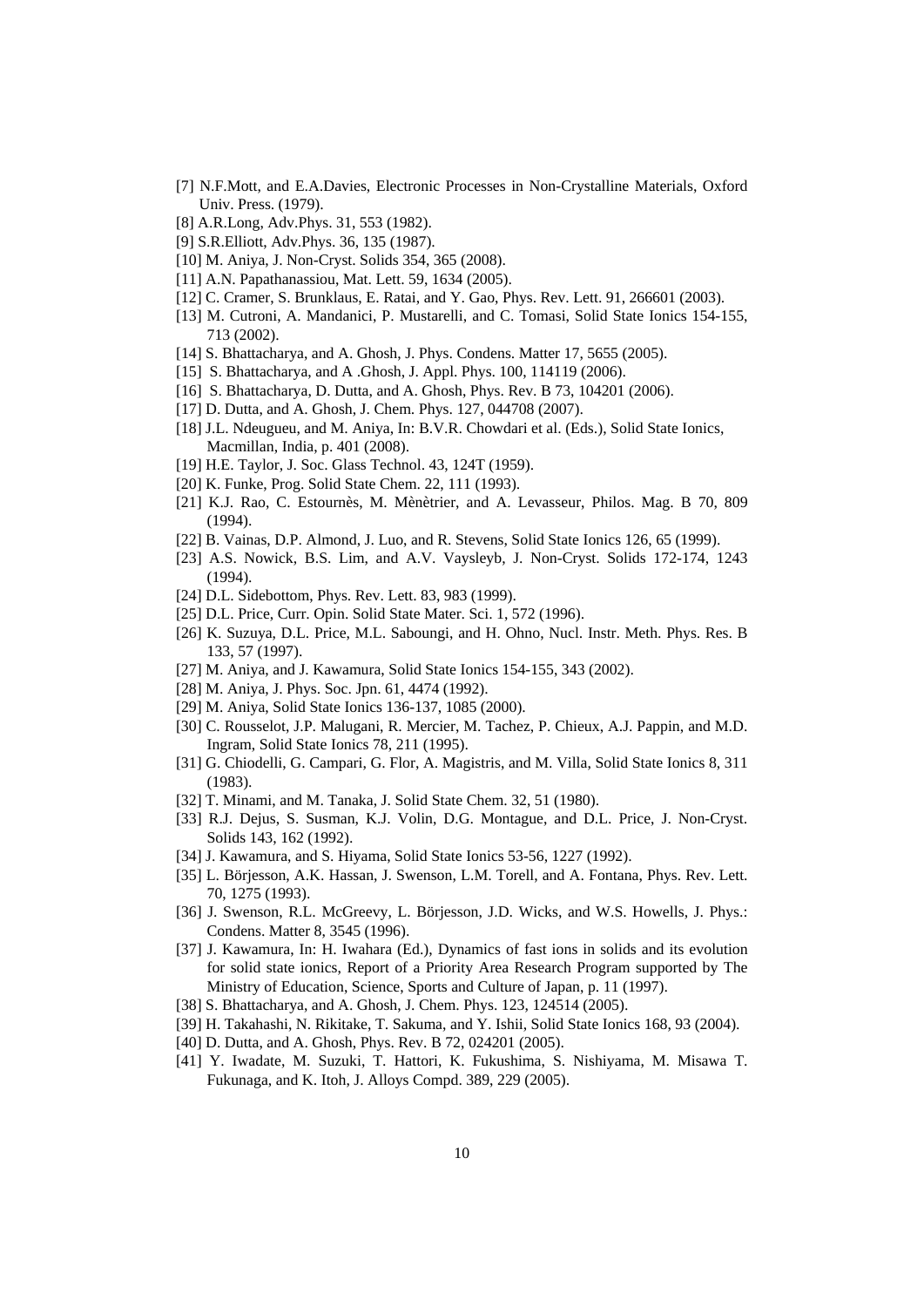[7] N.F.Mott, and E.A.Davies, Electronic Processes in Non-Crystalline Materials, Oxford Univ. Press. (1979).

[8] A.R.Long, Adv.Phys. 31, 553 (1982).

[9] S.R.Elliott, Adv.Phys. 36, 135 (1987).

[10] M. Aniya, J. Non-Cryst. Solids 354, 365 (2008).

[11] A.N. Papathanassiou, Mat. Lett. 59, 1634 (2005).

[12] C. Cramer, S. Brunklaus, E. Ratai, and Y. Gao, Phys. Rev. Lett. 91, 266601 (2003).

[13] M. Cutroni, A. Mandanici, P. Mustarelli, and C. Tomasi, Solid State Ionics 154-155, 713 (2002).

[14] S. Bhattacharya, and A. Ghosh, J. Phys. Condens. Matter 17, 5655 (2005).

[15] S. Bhattacharya, and A .Ghosh, J. Appl. Phys. 100, 114119 (2006).

[16] S. Bhattacharya, D. Dutta, and A. Ghosh, Phys. Rev. B 73, 104201 (2006).

[17] D. Dutta, and A. Ghosh, J. Chem. Phys. 127, 044708 (2007).

[18] J.L. Ndeugueu, and M. Aniya, In: B.V.R. Chowdari et al. (Eds.), Solid State Ionics, Macmillan, India, p. 401 (2008).

[19] H.E. Taylor, J. Soc. Glass Technol. 43, 124T (1959).

[20] K. Funke, Prog. Solid State Chem. 22, 111 (1993).

[21] K.J. Rao, C. Estournès, M. Mènètrier, and A. Levasseur, Philos. Mag. B 70, 809 (1994).

[22] B. Vainas, D.P. Almond, J. Luo, and R. Stevens, Solid State Ionics 126, 65 (1999).

[23] A.S. Nowick, B.S. Lim, and A.V. Vaysleyb, J. Non-Cryst. Solids 172-174, 1243 (1994).

[24] D.L. Sidebottom, Phys. Rev. Lett. 83, 983 (1999).

[25] D.L. Price, Curr. Opin. Solid State Mater. Sci. 1, 572 (1996).

[26] K. Suzuya, D.L. Price, M.L. Saboungi, and H. Ohno, Nucl. Instr. Meth. Phys. Res. B 133, 57 (1997).

[27] M. Aniya, and J. Kawamura, Solid State Ionics 154-155, 343 (2002).

[28] M. Aniya, J. Phys. Soc. Jpn. 61, 4474 (1992).

[29] M. Aniya, Solid State Ionics 136-137, 1085 (2000).

[30] C. Rousselot, J.P. Malugani, R. Mercier, M. Tachez, P. Chieux, A.J. Pappin, and M.D. Ingram, Solid State Ionics 78, 211 (1995).

[31] G. Chiodelli, G. Campari, G. Flor, A. Magistris, and M. Villa, Solid State Ionics 8, 311 (1983).

[32] T. Minami, and M. Tanaka, J. Solid State Chem. 32, 51 (1980).

[33] R.J. Dejus, S. Susman, K.J. Volin, D.G. Montague, and D.L. Price, J. Non-Cryst. Solids 143, 162 (1992).

[34] J. Kawamura, and S. Hiyama, Solid State Ionics 53-56, 1227 (1992).

[35] L. Börjesson, A.K. Hassan, J. Swenson, L.M. Torell, and A. Fontana, Phys. Rev. Lett. 70, 1275 (1993).

[36] J. Swenson, R.L. McGreevy, L. Börjesson, J.D. Wicks, and W.S. Howells, J. Phys.: Condens. Matter 8, 3545 (1996).

[37] J. Kawamura, In: H. Iwahara (Ed.), Dynamics of fast ions in solids and its evolution for solid state ionics, Report of a Priority Area Research Program supported by The Ministry of Education, Science, Sports and Culture of Japan, p. 11 (1997).

[38] S. Bhattacharya, and A. Ghosh, J. Chem. Phys. 123, 124514 (2005).

[39] H. Takahashi, N. Rikitake, T. Sakuma, and Y. Ishii, Solid State Ionics 168, 93 (2004).

[40] D. Dutta, and A. Ghosh, Phys. Rev. B 72, 024201 (2005).

[41] Y. Iwadate, M. Suzuki, T. Hattori, K. Fukushima, S. Nishiyama, M. Misawa T. Fukunaga, and K. Itoh, J. Alloys Compd. 389, 229 (2005).